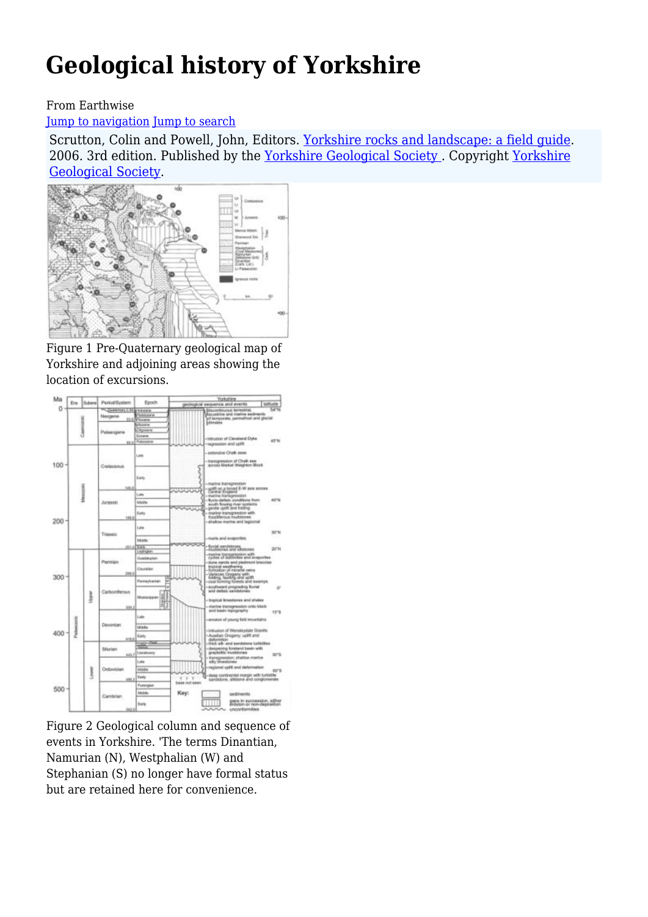# Geological history of Yorkshire

From Earthwise

Jump to navigation Jump to search

Scrutton, Colin and Powell, John, Editors. Yorkshire rocks and landscape: a field guide. 2006. 3rd edition. Published by the Yorkshire Geological Society . Copyright Yorkshire Geological Society.

Figure 1 Pre-Quaternary geological map of Yorkshire and adjoining areas showing the location of excursions.

Figure 2 Geological column and sequence of events in Yorkshire. 'The terms Dinantian, Namurian (N), Westphalian (W) and Stephanian (S) no longer have formal status but are retained here for convenience.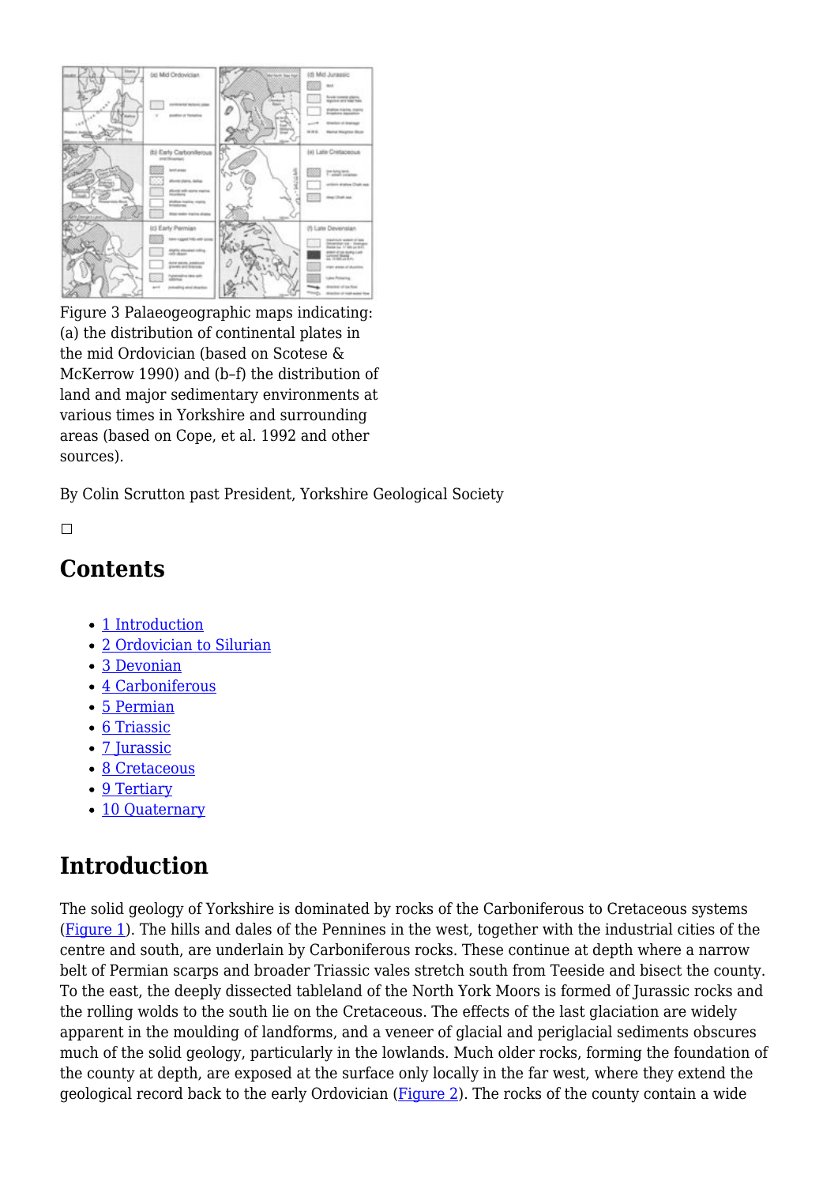Figure 3 Palaeogeographic maps indicating: (a) the distribution of continental plates in the mid Ordovician (based on Scotese & McKerrow 1990) and (b–f) the distribution of land and major sedimentary environments at various times in Yorkshire and surrounding areas (based on Cope, et al. 1992 and other sources).

By Colin Scrutton past President, Yorkshire Geological Society

## Contents

- 1 Introduction
- 2 Ordovician to Silurian
- 3 Devonian
- 4 Carboniferous
- 5 Permian
- 6 Triassic
- 7 Jurassic
- 8 Cretaceous
- 9 Tertiary
- 10 Quaternary

## Introduction

The solid geology of Yorkshire is dominated by rocks of the Carboniferous to Cretaceous systems (Figure 1). The hills and dales of the Pennines in the west, together with the industrial cities of the centre and south, are underlain by Carboniferous rocks. These continue at depth where a narrow belt of Permian scarps and broader Triassic vales stretch south from Teeside and bisect the county. To the east, the deeply dissected tableland of the North York Moors is formed of Jurassic rocks and the rolling wolds to the south lie on the Cretaceous. The effects of the last glaciation are widely apparent in the moulding of landforms, and a veneer of glacial and periglacial sediments obscures much of the solid geology, particularly in the lowlands. Much older rocks, forming the foundation of the county at depth, are exposed at the surface only locally in the far west, where they extend the geological record back to the early Ordovician (Figure 2). The rocks of the county contain a wide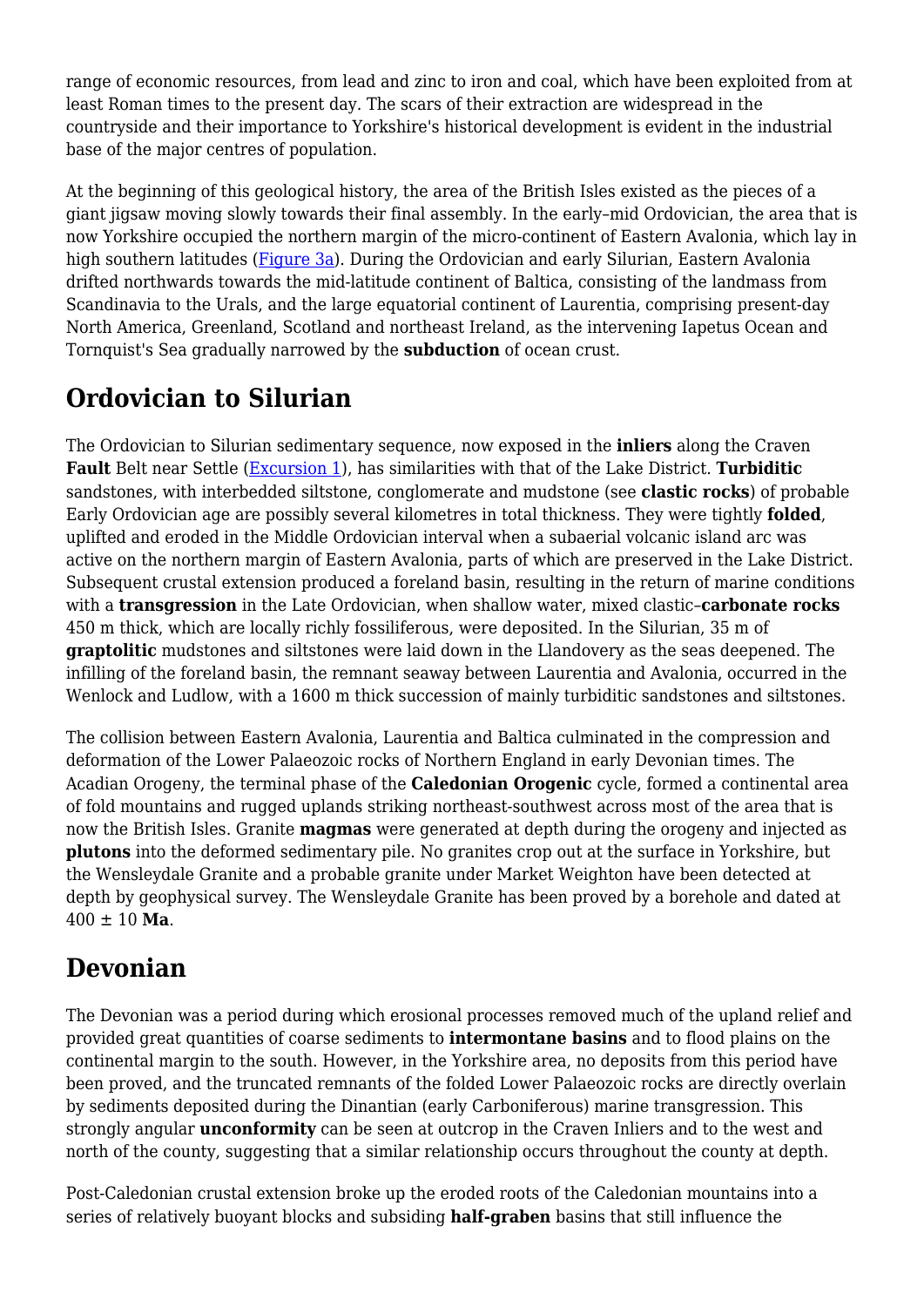range of economic resources, from lead and zinc to iron and coal, which have been exploited from at least Roman times to the present day. The scars of their extraction are widespread in the countryside and their importance to Yorkshire's historical development is evident in the industrial base of the major centres of population.

At the beginning of this geological history, the area of the British Isles existed as the pieces of a giant jigsaw moving slowly towards their final assembly. In the early–mid Ordovician, the area that is now Yorkshire occupied the northern margin of the micro-continent of Eastern Avalonia, which lay in high southern latitudes (Figure 3a). During the Ordovician and early Silurian, Eastern Avalonia drifted northwards towards the mid-latitude continent of Baltica, consisting of the landmass from Scandinavia to the Urals, and the large equatorial continent of Laurentia, comprising present-day North America, Greenland, Scotland and northeast Ireland, as the intervening Iapetus Ocean and Tornquist's Sea gradually narrowed by the **subduction** of ocean crust.

## Ordovician to Silurian

The Ordovician to Silurian sedimentary sequence, now exposed in the **inliers** along the Craven **Fault** Belt near Settle (Excursion 1), has similarities with that of the Lake District. **Turbiditic** sandstones, with interbedded siltstone, conglomerate and mudstone (see **clastic rocks**) of probable Early Ordovician age are possibly several kilometres in total thickness. They were tightly **folded**, uplifted and eroded in the Middle Ordovician interval when a subaerial volcanic island arc was active on the northern margin of Eastern Avalonia, parts of which are preserved in the Lake District. Subsequent crustal extension produced a foreland basin, resulting in the return of marine conditions with a **transgression** in the Late Ordovician, when shallow water, mixed clastic–**carbonate rocks** 450 m thick, which are locally richly fossiliferous, were deposited. In the Silurian, 35 m of **graptolitic** mudstones and siltstones were laid down in the Llandovery as the seas deepened. The infilling of the foreland basin, the remnant seaway between Laurentia and Avalonia, occurred in the Wenlock and Ludlow, with a 1600 m thick succession of mainly turbiditic sandstones and siltstones.

The collision between Eastern Avalonia, Laurentia and Baltica culminated in the compression and deformation of the Lower Palaeozoic rocks of Northern England in early Devonian times. The Acadian Orogeny, the terminal phase of the **Caledonian Orogenic** cycle, formed a continental area of fold mountains and rugged uplands striking northeast-southwest across most of the area that is now the British Isles. Granite **magmas** were generated at depth during the orogeny and injected as **plutons** into the deformed sedimentary pile. No granites crop out at the surface in Yorkshire, but the Wensleydale Granite and a probable granite under Market Weighton have been detected at depth by geophysical survey. The Wensleydale Granite has been proved by a borehole and dated at 400 ± 10 **Ma**.

## Devonian

The Devonian was a period during which erosional processes removed much of the upland relief and provided great quantities of coarse sediments to **intermontane basins** and to flood plains on the continental margin to the south. However, in the Yorkshire area, no deposits from this period have been proved, and the truncated remnants of the folded Lower Palaeozoic rocks are directly overlain by sediments deposited during the Dinantian (early Carboniferous) marine transgression. This strongly angular **unconformity** can be seen at outcrop in the Craven Inliers and to the west and north of the county, suggesting that a similar relationship occurs throughout the county at depth.

Post-Caledonian crustal extension broke up the eroded roots of the Caledonian mountains into a series of relatively buoyant blocks and subsiding **half-graben** basins that still influence the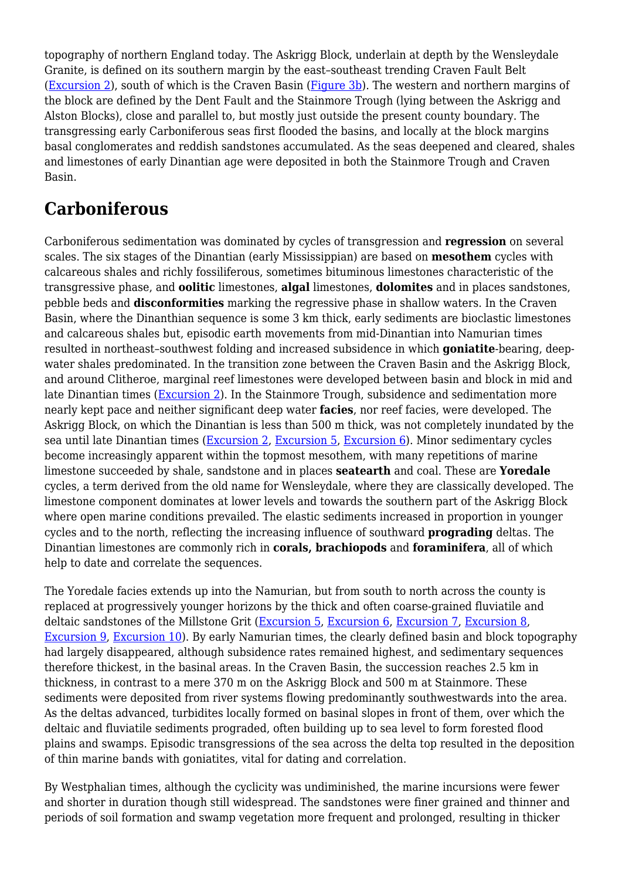topography of northern England today. The Askrigg Block, underlain at depth by the Wensleydale Granite, is defined on its southern margin by the east–southeast trending Craven Fault Belt (Excursion 2), south of which is the Craven Basin (Figure 3b). The western and northern margins of the block are defined by the Dent Fault and the Stainmore Trough (lying between the Askrigg and Alston Blocks), close and parallel to, but mostly just outside the present county boundary. The transgressing early Carboniferous seas first flooded the basins, and locally at the block margins basal conglomerates and reddish sandstones accumulated. As the seas deepened and cleared, shales and limestones of early Dinantian age were deposited in both the Stainmore Trough and Craven Basin.

## Carboniferous

Carboniferous sedimentation was dominated by cycles of transgression and **regression** on several scales. The six stages of the Dinantian (early Mississippian) are based on **mesothem** cycles with calcareous shales and richly fossiliferous, sometimes bituminous limestones characteristic of the transgressive phase, and **oolitic** limestones, **algal** limestones, **dolomites** and in places sandstones, pebble beds and **disconformities** marking the regressive phase in shallow waters. In the Craven Basin, where the Dinanthian sequence is some 3 km thick, early sediments are bioclastic limestones and calcareous shales but, episodic earth movements from mid-Dinantian into Namurian times resulted in northeast–southwest folding and increased subsidence in which **goniatite**-bearing, deep-water shales predominated. In the transition zone between the Craven Basin and the Askrigg Block, and around Clitheroe, marginal reef limestones were developed between basin and block in mid and late Dinantian times (Excursion 2). In the Stainmore Trough, subsidence and sedimentation more nearly kept pace and neither significant deep water **facies**, nor reef facies, were developed. The Askrigg Block, on which the Dinantian is less than 500 m thick, was not completely inundated by the sea until late Dinantian times (Excursion 2, Excursion 5, Excursion 6). Minor sedimentary cycles become increasingly apparent within the topmost mesothem, with many repetitions of marine limestone succeeded by shale, sandstone and in places **seatearth** and coal. These are **Yoredale** cycles, a term derived from the old name for Wensleydale, where they are classically developed. The limestone component dominates at lower levels and towards the southern part of the Askrigg Block where open marine conditions prevailed. The elastic sediments increased in proportion in younger cycles and to the north, reflecting the increasing influence of southward **prograding** deltas. The Dinantian limestones are commonly rich in **corals, brachiopods** and **foraminifera**, all of which help to date and correlate the sequences.

The Yoredale facies extends up into the Namurian, but from south to north across the county is replaced at progressively younger horizons by the thick and often coarse-grained fluviatile and deltaic sandstones of the Millstone Grit (Excursion 5, Excursion 6, Excursion 7, Excursion 8, Excursion 9, Excursion 10). By early Namurian times, the clearly defined basin and block topography had largely disappeared, although subsidence rates remained highest, and sedimentary sequences therefore thickest, in the basinal areas. In the Craven Basin, the succession reaches 2.5 km in thickness, in contrast to a mere 370 m on the Askrigg Block and 500 m at Stainmore. These sediments were deposited from river systems flowing predominantly southwestwards into the area. As the deltas advanced, turbidites locally formed on basinal slopes in front of them, over which the deltaic and fluviatile sediments prograded, often building up to sea level to form forested flood plains and swamps. Episodic transgressions of the sea across the delta top resulted in the deposition of thin marine bands with goniatites, vital for dating and correlation.

By Westphalian times, although the cyclicity was undiminished, the marine incursions were fewer and shorter in duration though still widespread. The sandstones were finer grained and thinner and periods of soil formation and swamp vegetation more frequent and prolonged, resulting in thicker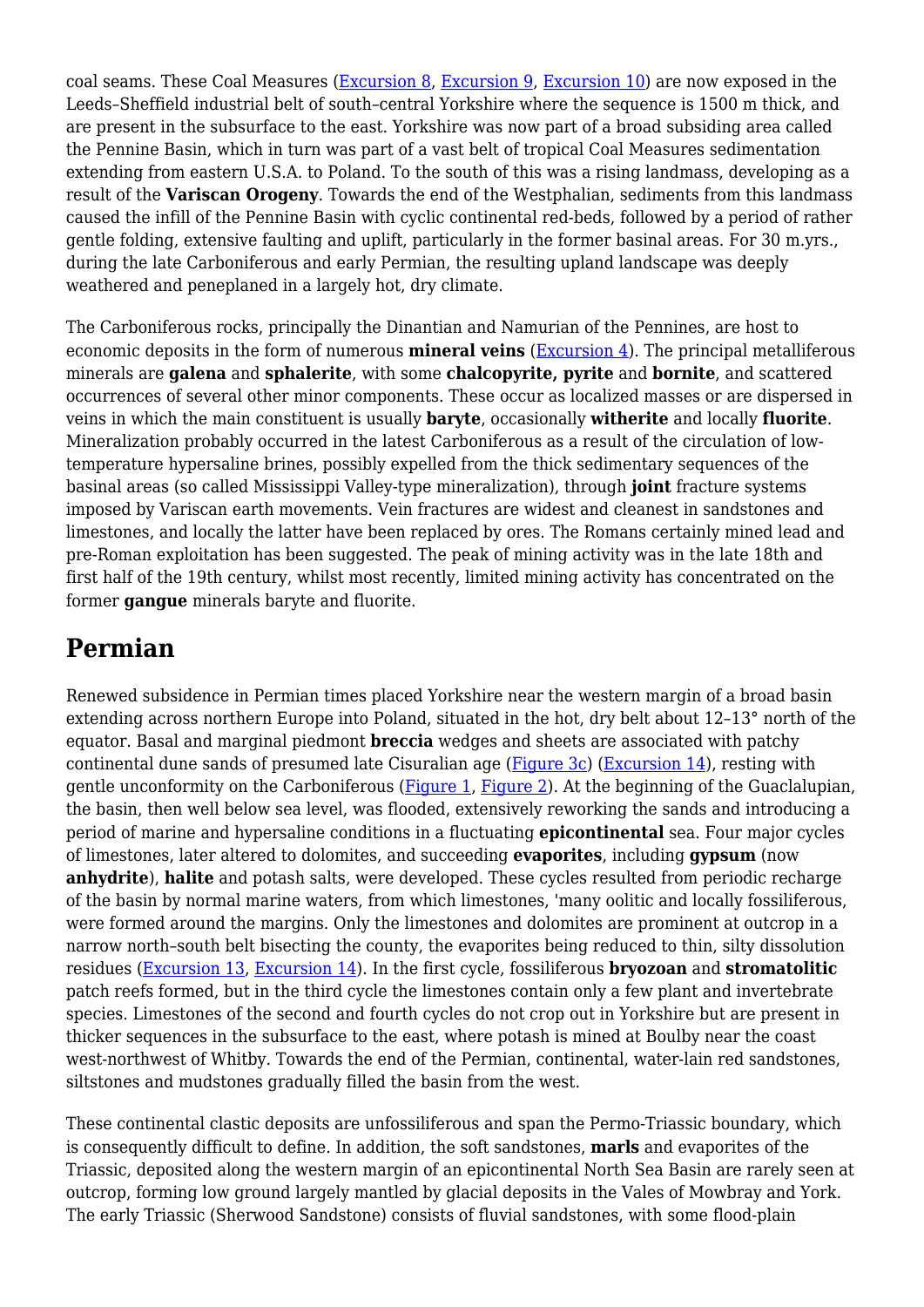coal seams. These Coal Measures (Excursion 8, Excursion 9, Excursion 10) are now exposed in the Leeds–Sheffield industrial belt of south–central Yorkshire where the sequence is 1500 m thick, and are present in the subsurface to the east. Yorkshire was now part of a broad subsiding area called the Pennine Basin, which in turn was part of a vast belt of tropical Coal Measures sedimentation extending from eastern U.S.A. to Poland. To the south of this was a rising landmass, developing as a result of the **Variscan Orogeny**. Towards the end of the Westphalian, sediments from this landmass caused the infill of the Pennine Basin with cyclic continental red-beds, followed by a period of rather gentle folding, extensive faulting and uplift, particularly in the former basinal areas. For 30 m.yrs., during the late Carboniferous and early Permian, the resulting upland landscape was deeply weathered and peneplaned in a largely hot, dry climate.

The Carboniferous rocks, principally the Dinantian and Namurian of the Pennines, are host to economic deposits in the form of numerous **mineral veins** (Excursion 4). The principal metalliferous minerals are **galena** and **sphalerite**, with some **chalcopyrite, pyrite** and **bornite**, and scattered occurrences of several other minor components. These occur as localized masses or are dispersed in veins in which the main constituent is usually **baryte**, occasionally **witherite** and locally **fluorite**. Mineralization probably occurred in the latest Carboniferous as a result of the circulation of low-temperature hypersaline brines, possibly expelled from the thick sedimentary sequences of the basinal areas (so called Mississippi Valley-type mineralization), through **joint** fracture systems imposed by Variscan earth movements. Vein fractures are widest and cleanest in sandstones and limestones, and locally the latter have been replaced by ores. The Romans certainly mined lead and pre-Roman exploitation has been suggested. The peak of mining activity was in the late 18th and first half of the 19th century, whilst most recently, limited mining activity has concentrated on the former **gangue** minerals baryte and fluorite.

## Permian

Renewed subsidence in Permian times placed Yorkshire near the western margin of a broad basin extending across northern Europe into Poland, situated in the hot, dry belt about 12–13° north of the equator. Basal and marginal piedmont **breccia** wedges and sheets are associated with patchy continental dune sands of presumed late Cisuralian age (Figure 3c) (Excursion 14), resting with gentle unconformity on the Carboniferous (Figure 1, Figure 2). At the beginning of the Guaclalupian, the basin, then well below sea level, was flooded, extensively reworking the sands and introducing a period of marine and hypersaline conditions in a fluctuating **epicontinental** sea. Four major cycles of limestones, later altered to dolomites, and succeeding **evaporites**, including **gypsum** (now **anhydrite**), **halite** and potash salts, were developed. These cycles resulted from periodic recharge of the basin by normal marine waters, from which limestones, 'many oolitic and locally fossiliferous, were formed around the margins. Only the limestones and dolomites are prominent at outcrop in a narrow north–south belt bisecting the county, the evaporites being reduced to thin, silty dissolution residues (Excursion 13, Excursion 14). In the first cycle, fossiliferous **bryozoan** and **stromatolitic** patch reefs formed, but in the third cycle the limestones contain only a few plant and invertebrate species. Limestones of the second and fourth cycles do not crop out in Yorkshire but are present in thicker sequences in the subsurface to the east, where potash is mined at Boulby near the coast west-northwest of Whitby. Towards the end of the Permian, continental, water-lain red sandstones, siltstones and mudstones gradually filled the basin from the west.

These continental clastic deposits are unfossiliferous and span the Permo-Triassic boundary, which is consequently difficult to define. In addition, the soft sandstones, **marls** and evaporites of the Triassic, deposited along the western margin of an epicontinental North Sea Basin are rarely seen at outcrop, forming low ground largely mantled by glacial deposits in the Vales of Mowbray and York. The early Triassic (Sherwood Sandstone) consists of fluvial sandstones, with some flood-plain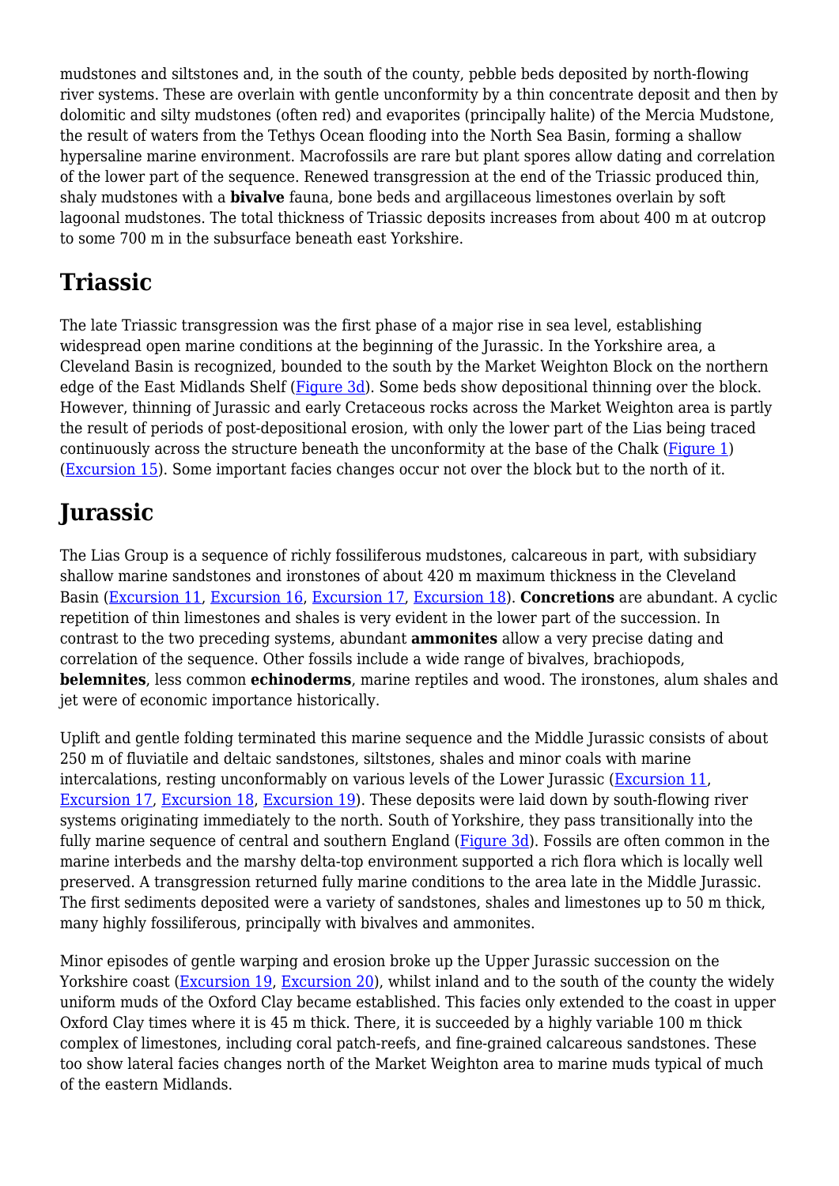mudstones and siltstones and, in the south of the county, pebble beds deposited by north-flowing river systems. These are overlain with gentle unconformity by a thin concentrate deposit and then by dolomitic and silty mudstones (often red) and evaporites (principally halite) of the Mercia Mudstone, the result of waters from the Tethys Ocean flooding into the North Sea Basin, forming a shallow hypersaline marine environment. Macrofossils are rare but plant spores allow dating and correlation of the lower part of the sequence. Renewed transgression at the end of the Triassic produced thin, shaly mudstones with a **bivalve** fauna, bone beds and argillaceous limestones overlain by soft lagoonal mudstones. The total thickness of Triassic deposits increases from about 400 m at outcrop to some 700 m in the subsurface beneath east Yorkshire.

## Triassic

The late Triassic transgression was the first phase of a major rise in sea level, establishing widespread open marine conditions at the beginning of the Jurassic. In the Yorkshire area, a Cleveland Basin is recognized, bounded to the south by the Market Weighton Block on the northern edge of the East Midlands Shelf (Figure 3d). Some beds show depositional thinning over the block. However, thinning of Jurassic and early Cretaceous rocks across the Market Weighton area is partly the result of periods of post-depositional erosion, with only the lower part of the Lias being traced continuously across the structure beneath the unconformity at the base of the Chalk (Figure 1) (Excursion 15). Some important facies changes occur not over the block but to the north of it.

## Jurassic

The Lias Group is a sequence of richly fossiliferous mudstones, calcareous in part, with subsidiary shallow marine sandstones and ironstones of about 420 m maximum thickness in the Cleveland Basin (Excursion 11, Excursion 16, Excursion 17, Excursion 18). **Concretions** are abundant. A cyclic repetition of thin limestones and shales is very evident in the lower part of the succession. In contrast to the two preceding systems, abundant **ammonites** allow a very precise dating and correlation of the sequence. Other fossils include a wide range of bivalves, brachiopods, **belemnites**, less common **echinoderms**, marine reptiles and wood. The ironstones, alum shales and jet were of economic importance historically.

Uplift and gentle folding terminated this marine sequence and the Middle Jurassic consists of about 250 m of fluviatile and deltaic sandstones, siltstones, shales and minor coals with marine intercalations, resting unconformably on various levels of the Lower Jurassic (Excursion 11, Excursion 17, Excursion 18, Excursion 19). These deposits were laid down by south-flowing river systems originating immediately to the north. South of Yorkshire, they pass transitionally into the fully marine sequence of central and southern England (Figure 3d). Fossils are often common in the marine interbeds and the marshy delta-top environment supported a rich flora which is locally well preserved. A transgression returned fully marine conditions to the area late in the Middle Jurassic. The first sediments deposited were a variety of sandstones, shales and limestones up to 50 m thick, many highly fossiliferous, principally with bivalves and ammonites.

Minor episodes of gentle warping and erosion broke up the Upper Jurassic succession on the Yorkshire coast (Excursion 19, Excursion 20), whilst inland and to the south of the county the widely uniform muds of the Oxford Clay became established. This facies only extended to the coast in upper Oxford Clay times where it is 45 m thick. There, it is succeeded by a highly variable 100 m thick complex of limestones, including coral patch-reefs, and fine-grained calcareous sandstones. These too show lateral facies changes north of the Market Weighton area to marine muds typical of much of the eastern Midlands.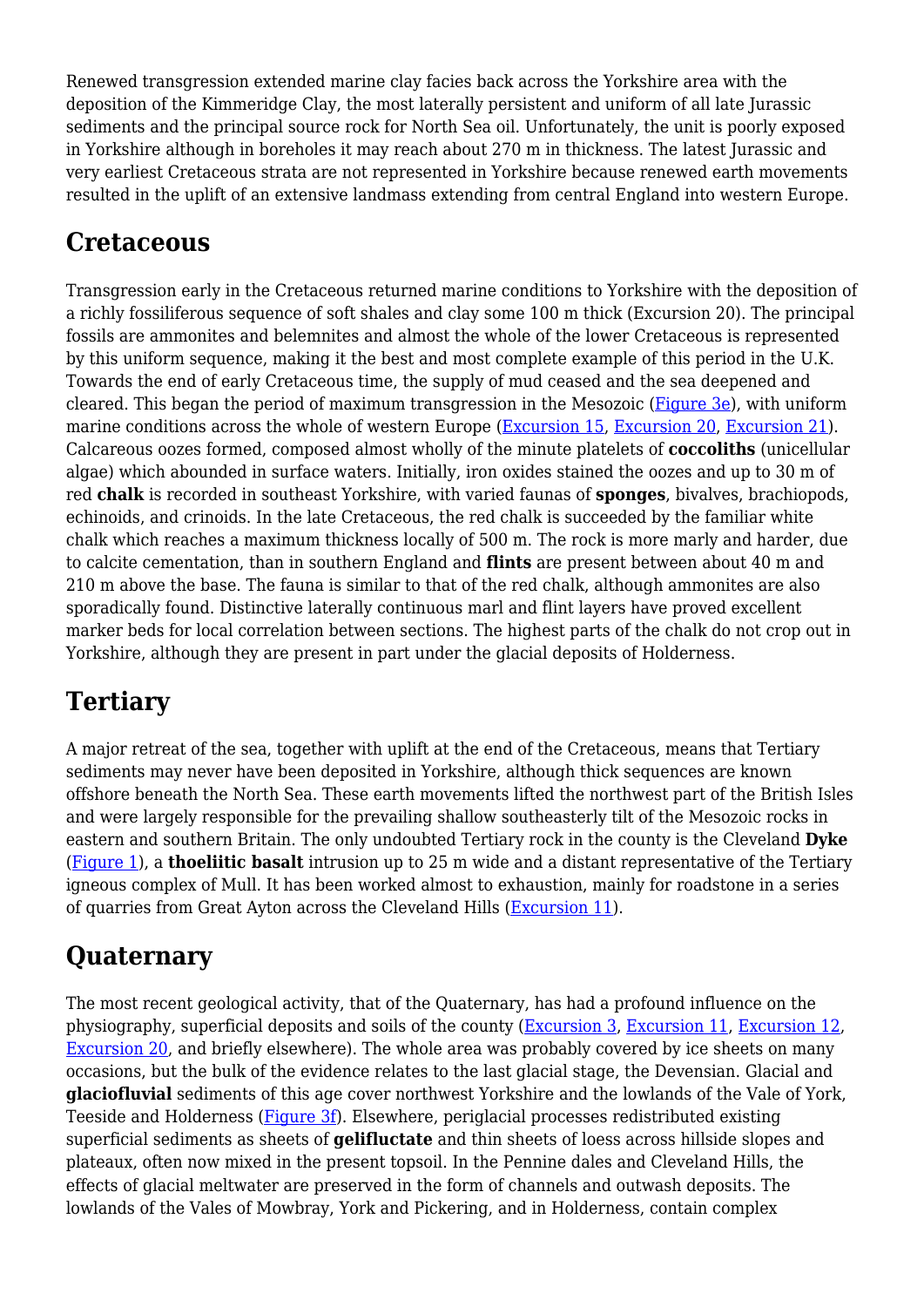Renewed transgression extended marine clay facies back across the Yorkshire area with the deposition of the Kimmeridge Clay, the most laterally persistent and uniform of all late Jurassic sediments and the principal source rock for North Sea oil. Unfortunately, the unit is poorly exposed in Yorkshire although in boreholes it may reach about 270 m in thickness. The latest Jurassic and very earliest Cretaceous strata are not represented in Yorkshire because renewed earth movements resulted in the uplift of an extensive landmass extending from central England into western Europe.

## Cretaceous

Transgression early in the Cretaceous returned marine conditions to Yorkshire with the deposition of a richly fossiliferous sequence of soft shales and clay some 100 m thick (Excursion 20). The principal fossils are ammonites and belemnites and almost the whole of the lower Cretaceous is represented by this uniform sequence, making it the best and most complete example of this period in the U.K. Towards the end of early Cretaceous time, the supply of mud ceased and the sea deepened and cleared. This began the period of maximum transgression in the Mesozoic (Figure 3e), with uniform marine conditions across the whole of western Europe (Excursion 15, Excursion 20, Excursion 21). Calcareous oozes formed, composed almost wholly of the minute platelets of **coccoliths** (unicellular algae) which abounded in surface waters. Initially, iron oxides stained the oozes and up to 30 m of red **chalk** is recorded in southeast Yorkshire, with varied faunas of **sponges**, bivalves, brachiopods, echinoids, and crinoids. In the late Cretaceous, the red chalk is succeeded by the familiar white chalk which reaches a maximum thickness locally of 500 m. The rock is more marly and harder, due to calcite cementation, than in southern England and **flints** are present between about 40 m and 210 m above the base. The fauna is similar to that of the red chalk, although ammonites are also sporadically found. Distinctive laterally continuous marl and flint layers have proved excellent marker beds for local correlation between sections. The highest parts of the chalk do not crop out in Yorkshire, although they are present in part under the glacial deposits of Holderness.

## Tertiary

A major retreat of the sea, together with uplift at the end of the Cretaceous, means that Tertiary sediments may never have been deposited in Yorkshire, although thick sequences are known offshore beneath the North Sea. These earth movements lifted the northwest part of the British Isles and were largely responsible for the prevailing shallow southeasterly tilt of the Mesozoic rocks in eastern and southern Britain. The only undoubted Tertiary rock in the county is the Cleveland **Dyke** (Figure 1), a **thoeliitic basalt** intrusion up to 25 m wide and a distant representative of the Tertiary igneous complex of Mull. It has been worked almost to exhaustion, mainly for roadstone in a series of quarries from Great Ayton across the Cleveland Hills (Excursion 11).

## Quaternary

The most recent geological activity, that of the Quaternary, has had a profound influence on the physiography, superficial deposits and soils of the county (Excursion 3, Excursion 11, Excursion 12, Excursion 20, and briefly elsewhere). The whole area was probably covered by ice sheets on many occasions, but the bulk of the evidence relates to the last glacial stage, the Devensian. Glacial and **glaciofluvial** sediments of this age cover northwest Yorkshire and the lowlands of the Vale of York, Teeside and Holderness (Figure 3f). Elsewhere, periglacial processes redistributed existing superficial sediments as sheets of **gelifluctate** and thin sheets of loess across hillside slopes and plateaux, often now mixed in the present topsoil. In the Pennine dales and Cleveland Hills, the effects of glacial meltwater are preserved in the form of channels and outwash deposits. The lowlands of the Vales of Mowbray, York and Pickering, and in Holderness, contain complex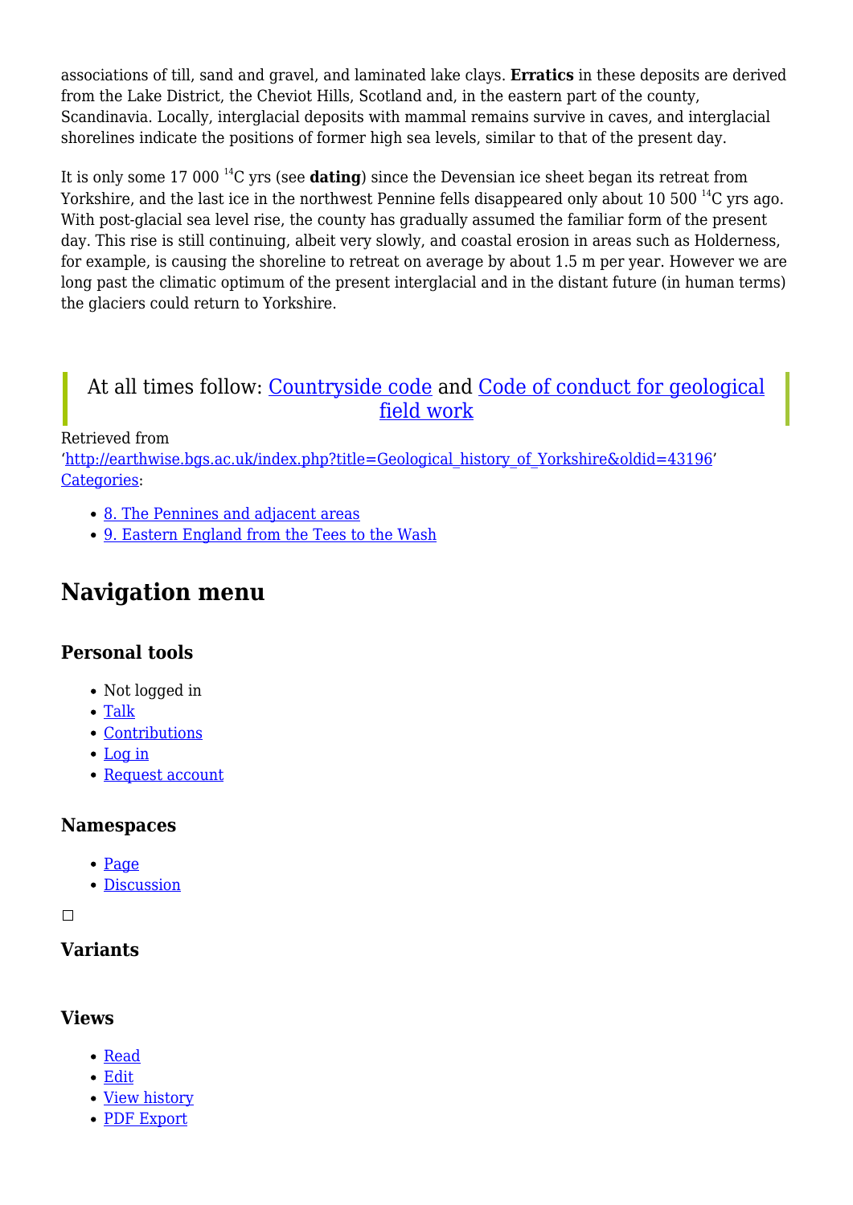associations of till, sand and gravel, and laminated lake clays. **Erratics** in these deposits are derived from the Lake District, the Cheviot Hills, Scotland and, in the eastern part of the county, Scandinavia. Locally, interglacial deposits with mammal remains survive in caves, and interglacial shorelines indicate the positions of former high sea levels, similar to that of the present day.

It is only some 17 000 $^{14}$C yrs (see **dating**) since the Devensian ice sheet began its retreat from Yorkshire, and the last ice in the northwest Pennine fells disappeared only about 10 500 $^{14}$C yrs ago. With post-glacial sea level rise, the county has gradually assumed the familiar form of the present day. This rise is still continuing, albeit very slowly, and coastal erosion in areas such as Holderness, for example, is causing the shoreline to retreat on average by about 1.5 m per year. However we are long past the climatic optimum of the present interglacial and in the distant future (in human terms) the glaciers could return to Yorkshire.

> At all times follow: [Countryside code]() and [Code of conduct for geological field work]()

Retrieved from 'http://earthwise.bgs.ac.uk/index.php?title=Geological_history_of_Yorkshire&oldid=43196'
Categories:

- 8. The Pennines and adjacent areas
- 9. Eastern England from the Tees to the Wash

## Navigation menu

### Personal tools

- Not logged in
- Talk
- Contributions
- Log in
- Request account

### Namespaces

- Page
- Discussion

### Variants

### Views

- Read
- Edit
- View history
- PDF Export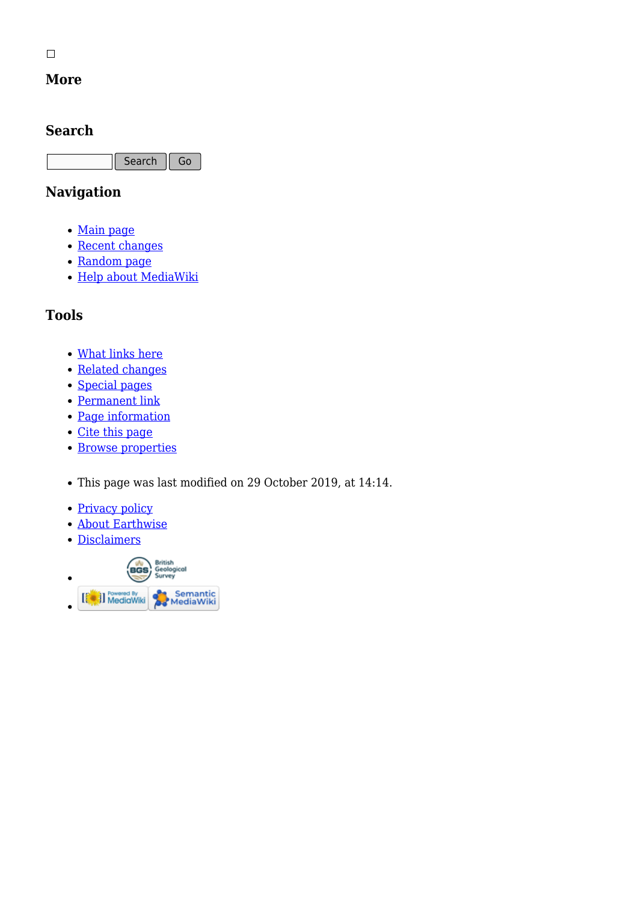☐

## More

## Search

Search Go

## Navigation

- Main page
- Recent changes
- Random page
- Help about MediaWiki

## Tools

- What links here
- Related changes
- Special pages
- Permanent link
- Page information
- Cite this page
- Browse properties

- This page was last modified on 29 October 2019, at 14:14.

- Privacy policy
- About Earthwise
- Disclaimers